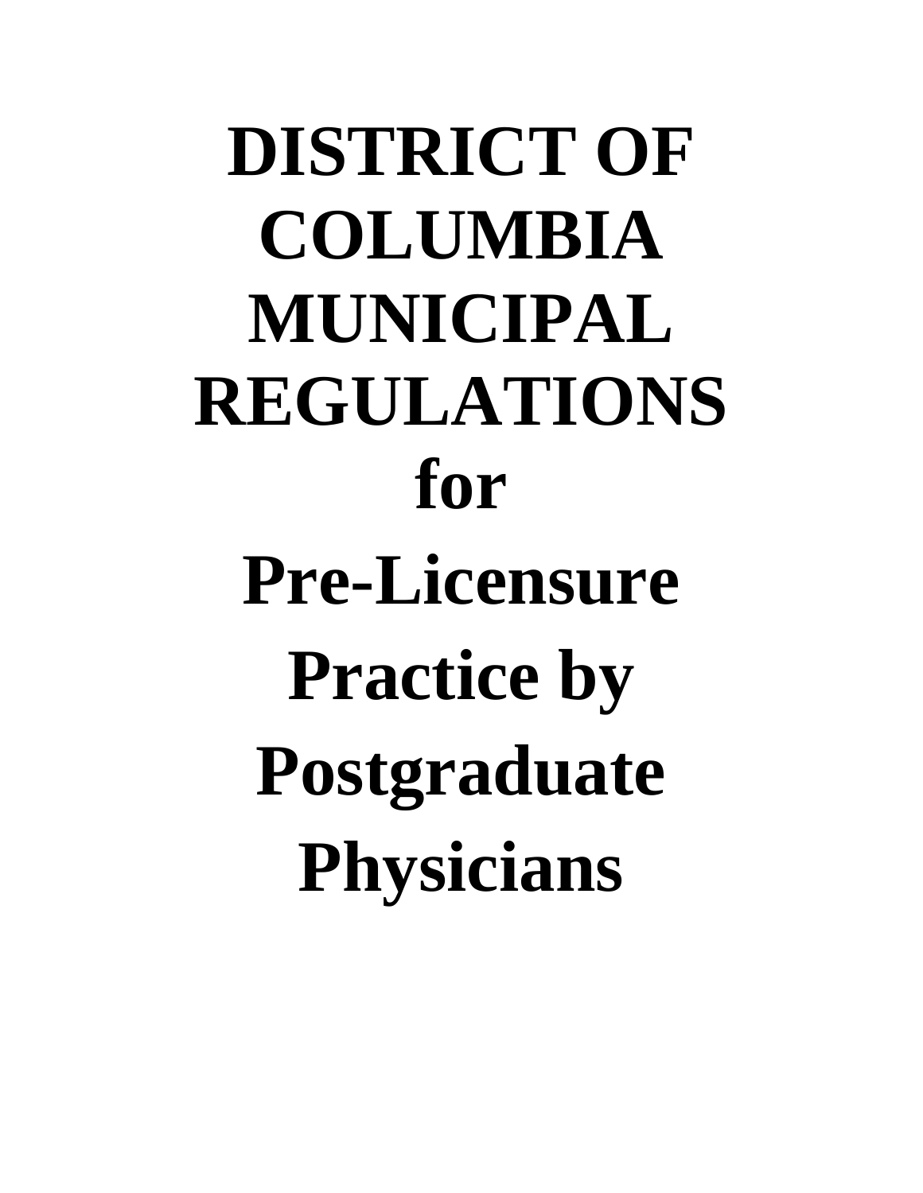# DISTRICT OF COLUMBIA MUNICIPAL REGULATIONS for Pre-Licensure Practice by Postgraduate Physicians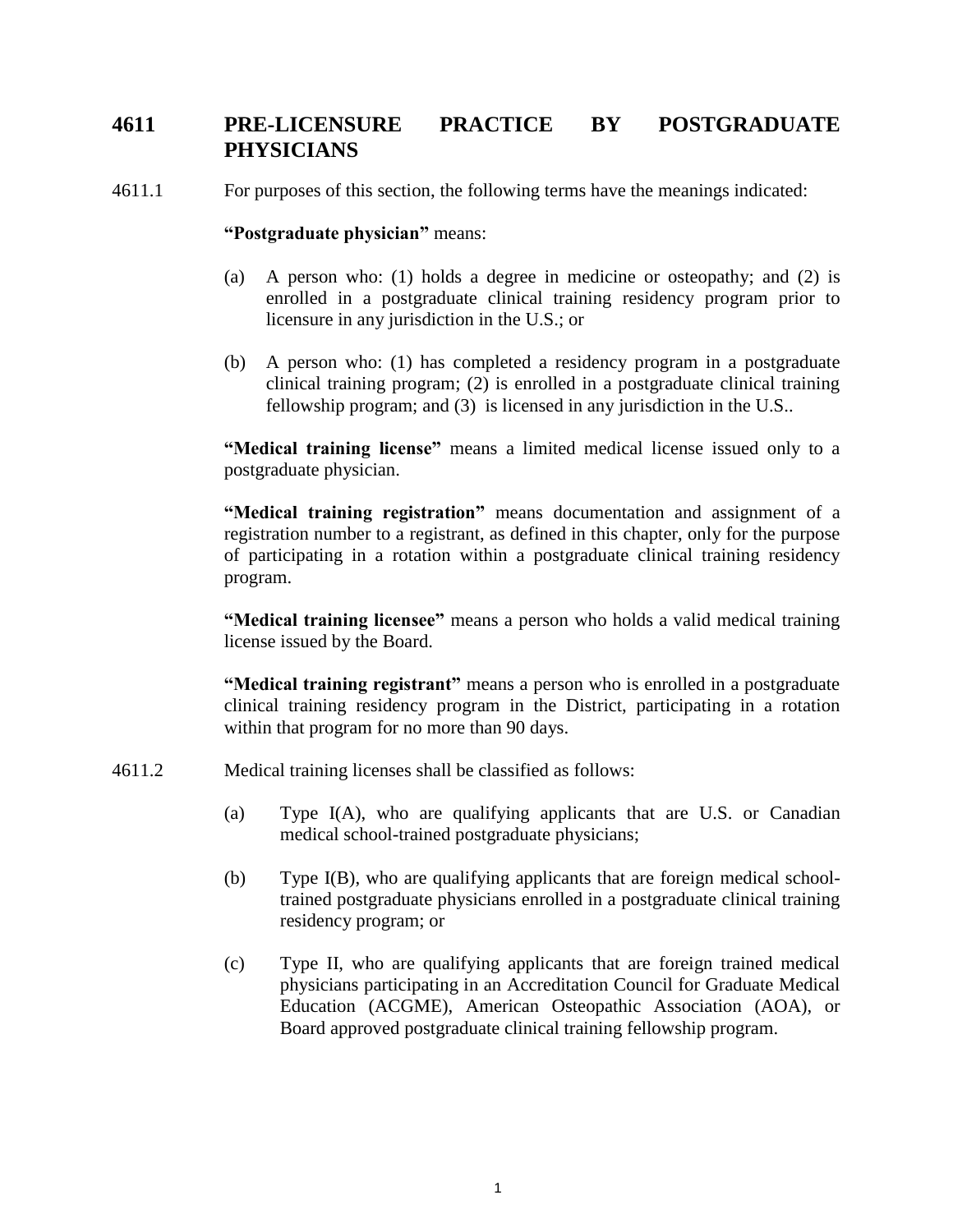## 4611 PRE-LICENSURE PRACTICE BY POSTGRADUATE PHYSICIANS

4611.1 For purposes of this section, the following terms have the meanings indicated:

**"Postgraduate physician"** means:

(a) A person who: (1) holds a degree in medicine or osteopathy; and (2) is enrolled in a postgraduate clinical training residency program prior to licensure in any jurisdiction in the U.S.; or

(b) A person who: (1) has completed a residency program in a postgraduate clinical training program; (2) is enrolled in a postgraduate clinical training fellowship program; and (3) is licensed in any jurisdiction in the U.S..

**"Medical training license"** means a limited medical license issued only to a postgraduate physician.

**"Medical training registration"** means documentation and assignment of a registration number to a registrant, as defined in this chapter, only for the purpose of participating in a rotation within a postgraduate clinical training residency program.

**"Medical training licensee"** means a person who holds a valid medical training license issued by the Board.

**"Medical training registrant"** means a person who is enrolled in a postgraduate clinical training residency program in the District, participating in a rotation within that program for no more than 90 days.

4611.2 Medical training licenses shall be classified as follows:

(a) Type I(A), who are qualifying applicants that are U.S. or Canadian medical school-trained postgraduate physicians;

(b) Type I(B), who are qualifying applicants that are foreign medical school-trained postgraduate physicians enrolled in a postgraduate clinical training residency program; or

(c) Type II, who are qualifying applicants that are foreign trained medical physicians participating in an Accreditation Council for Graduate Medical Education (ACGME), American Osteopathic Association (AOA), or Board approved postgraduate clinical training fellowship program.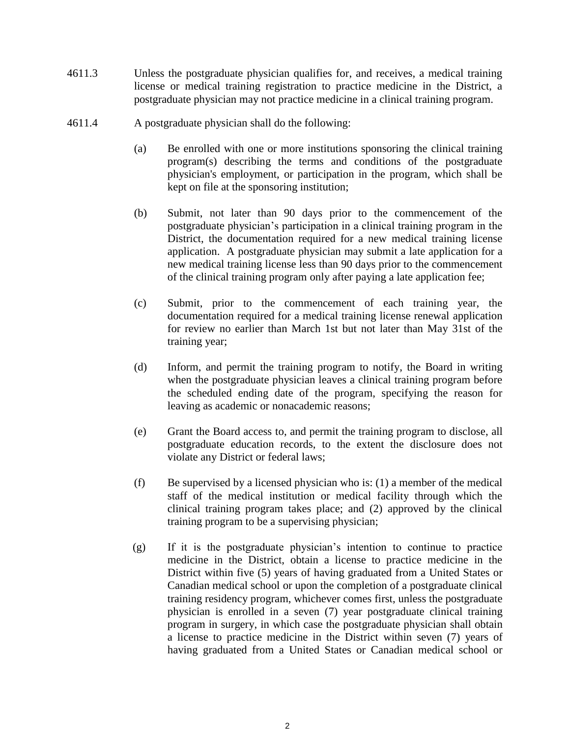4611.3 Unless the postgraduate physician qualifies for, and receives, a medical training license or medical training registration to practice medicine in the District, a postgraduate physician may not practice medicine in a clinical training program.

4611.4 A postgraduate physician shall do the following:

(a) Be enrolled with one or more institutions sponsoring the clinical training program(s) describing the terms and conditions of the postgraduate physician's employment, or participation in the program, which shall be kept on file at the sponsoring institution;

(b) Submit, not later than 90 days prior to the commencement of the postgraduate physician's participation in a clinical training program in the District, the documentation required for a new medical training license application. A postgraduate physician may submit a late application for a new medical training license less than 90 days prior to the commencement of the clinical training program only after paying a late application fee;

(c) Submit, prior to the commencement of each training year, the documentation required for a medical training license renewal application for review no earlier than March 1st but not later than May 31st of the training year;

(d) Inform, and permit the training program to notify, the Board in writing when the postgraduate physician leaves a clinical training program before the scheduled ending date of the program, specifying the reason for leaving as academic or nonacademic reasons;

(e) Grant the Board access to, and permit the training program to disclose, all postgraduate education records, to the extent the disclosure does not violate any District or federal laws;

(f) Be supervised by a licensed physician who is: (1) a member of the medical staff of the medical institution or medical facility through which the clinical training program takes place; and (2) approved by the clinical training program to be a supervising physician;

(g) If it is the postgraduate physician's intention to continue to practice medicine in the District, obtain a license to practice medicine in the District within five (5) years of having graduated from a United States or Canadian medical school or upon the completion of a postgraduate clinical training residency program, whichever comes first, unless the postgraduate physician is enrolled in a seven (7) year postgraduate clinical training program in surgery, in which case the postgraduate physician shall obtain a license to practice medicine in the District within seven (7) years of having graduated from a United States or Canadian medical school or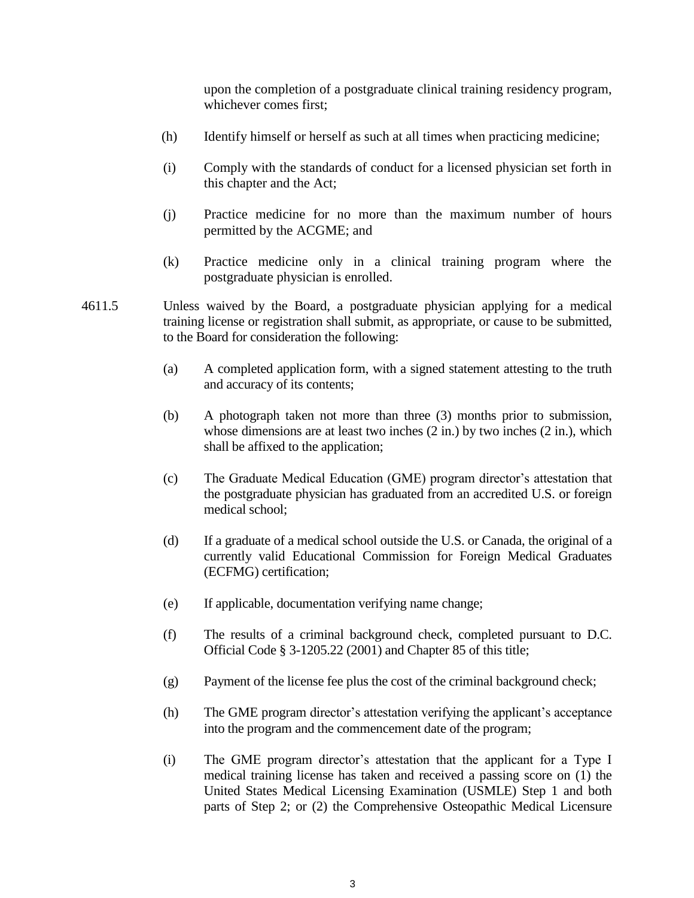upon the completion of a postgraduate clinical training residency program, whichever comes first;

(h) Identify himself or herself as such at all times when practicing medicine;

(i) Comply with the standards of conduct for a licensed physician set forth in this chapter and the Act;

(j) Practice medicine for no more than the maximum number of hours permitted by the ACGME; and

(k) Practice medicine only in a clinical training program where the postgraduate physician is enrolled.

4611.5 Unless waived by the Board, a postgraduate physician applying for a medical training license or registration shall submit, as appropriate, or cause to be submitted, to the Board for consideration the following:

(a) A completed application form, with a signed statement attesting to the truth and accuracy of its contents;

(b) A photograph taken not more than three (3) months prior to submission, whose dimensions are at least two inches (2 in.) by two inches (2 in.), which shall be affixed to the application;

(c) The Graduate Medical Education (GME) program director's attestation that the postgraduate physician has graduated from an accredited U.S. or foreign medical school;

(d) If a graduate of a medical school outside the U.S. or Canada, the original of a currently valid Educational Commission for Foreign Medical Graduates (ECFMG) certification;

(e) If applicable, documentation verifying name change;

(f) The results of a criminal background check, completed pursuant to D.C. Official Code § 3-1205.22 (2001) and Chapter 85 of this title;

(g) Payment of the license fee plus the cost of the criminal background check;

(h) The GME program director's attestation verifying the applicant's acceptance into the program and the commencement date of the program;

(i) The GME program director's attestation that the applicant for a Type I medical training license has taken and received a passing score on (1) the United States Medical Licensing Examination (USMLE) Step 1 and both parts of Step 2; or (2) the Comprehensive Osteopathic Medical Licensure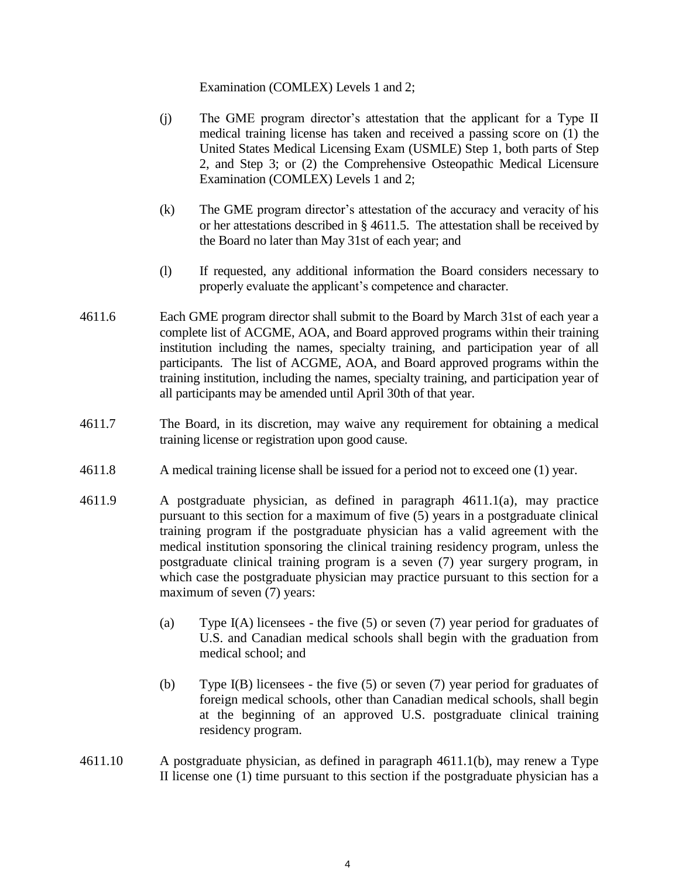Examination (COMLEX) Levels 1 and 2;

(j) The GME program director's attestation that the applicant for a Type II medical training license has taken and received a passing score on (1) the United States Medical Licensing Exam (USMLE) Step 1, both parts of Step 2, and Step 3; or (2) the Comprehensive Osteopathic Medical Licensure Examination (COMLEX) Levels 1 and 2;

(k) The GME program director's attestation of the accuracy and veracity of his or her attestations described in § 4611.5. The attestation shall be received by the Board no later than May 31st of each year; and

(l) If requested, any additional information the Board considers necessary to properly evaluate the applicant's competence and character.

4611.6 Each GME program director shall submit to the Board by March 31st of each year a complete list of ACGME, AOA, and Board approved programs within their training institution including the names, specialty training, and participation year of all participants. The list of ACGME, AOA, and Board approved programs within the training institution, including the names, specialty training, and participation year of all participants may be amended until April 30th of that year.

4611.7 The Board, in its discretion, may waive any requirement for obtaining a medical training license or registration upon good cause.

4611.8 A medical training license shall be issued for a period not to exceed one (1) year.

4611.9 A postgraduate physician, as defined in paragraph 4611.1(a), may practice pursuant to this section for a maximum of five (5) years in a postgraduate clinical training program if the postgraduate physician has a valid agreement with the medical institution sponsoring the clinical training residency program, unless the postgraduate clinical training program is a seven (7) year surgery program, in which case the postgraduate physician may practice pursuant to this section for a maximum of seven (7) years:

(a) Type I(A) licensees - the five (5) or seven (7) year period for graduates of U.S. and Canadian medical schools shall begin with the graduation from medical school; and

(b) Type I(B) licensees - the five (5) or seven (7) year period for graduates of foreign medical schools, other than Canadian medical schools, shall begin at the beginning of an approved U.S. postgraduate clinical training residency program.

4611.10 A postgraduate physician, as defined in paragraph 4611.1(b), may renew a Type II license one (1) time pursuant to this section if the postgraduate physician has a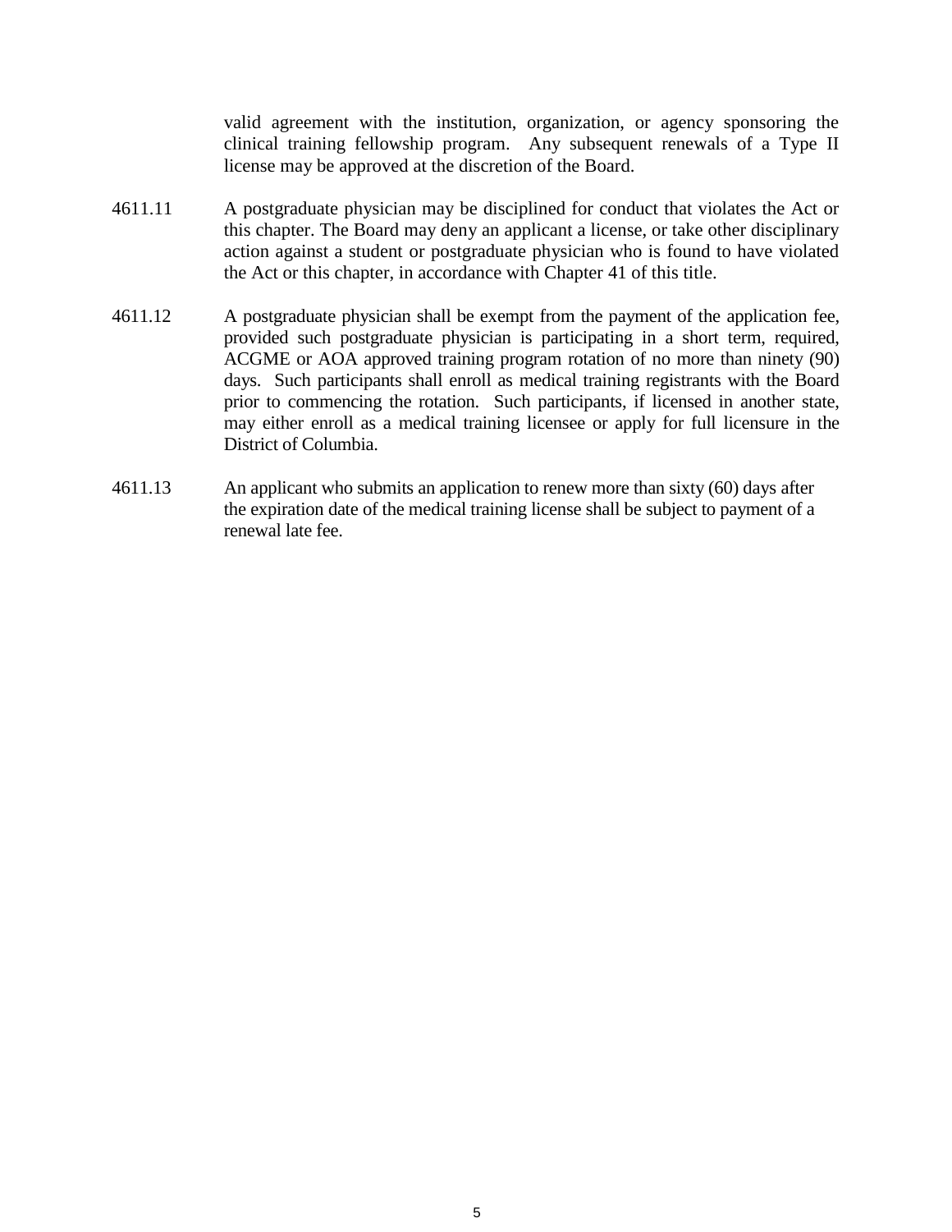valid agreement with the institution, organization, or agency sponsoring the clinical training fellowship program. Any subsequent renewals of a Type II license may be approved at the discretion of the Board.

4611.11 A postgraduate physician may be disciplined for conduct that violates the Act or this chapter. The Board may deny an applicant a license, or take other disciplinary action against a student or postgraduate physician who is found to have violated the Act or this chapter, in accordance with Chapter 41 of this title.

4611.12 A postgraduate physician shall be exempt from the payment of the application fee, provided such postgraduate physician is participating in a short term, required, ACGME or AOA approved training program rotation of no more than ninety (90) days. Such participants shall enroll as medical training registrants with the Board prior to commencing the rotation. Such participants, if licensed in another state, may either enroll as a medical training licensee or apply for full licensure in the District of Columbia.

4611.13 An applicant who submits an application to renew more than sixty (60) days after the expiration date of the medical training license shall be subject to payment of a renewal late fee.